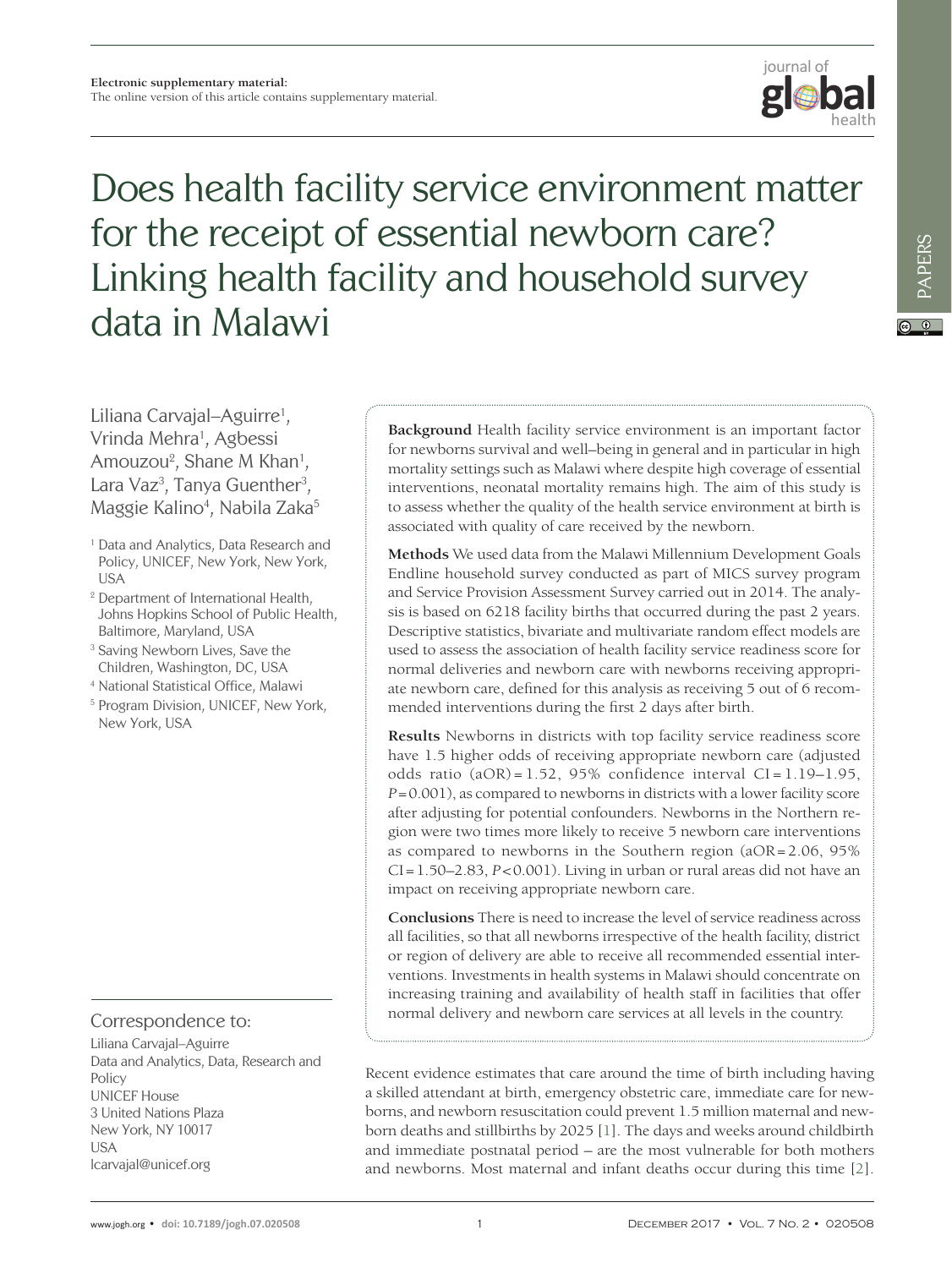Electronic supplementary material:
The online version of this article contains supplementary material.

# Does health facility service environment matter for the receipt of essential newborn care? Linking health facility and household survey data in Malawi

Liliana Carvajal–Aguirre[1], Vrinda Mehra[1], Agbessi Amouzou[2], Shane M Khan[1], Lara Vaz[3], Tanya Guenther[3], Maggie Kalino[4], Nabila Zaka[5]

[1] Data and Analytics, Data Research and Policy, UNICEF, New York, New York, USA

[2] Department of International Health, Johns Hopkins School of Public Health, Baltimore, Maryland, USA

[3] Saving Newborn Lives, Save the Children, Washington, DC, USA

[4] National Statistical Office, Malawi

[5] Program Division, UNICEF, New York, New York, USA

**Background** Health facility service environment is an important factor for newborns survival and well–being in general and in particular in high mortality settings such as Malawi where despite high coverage of essential interventions, neonatal mortality remains high. The aim of this study is to assess whether the quality of the health service environment at birth is associated with quality of care received by the newborn.

**Methods** We used data from the Malawi Millennium Development Goals Endline household survey conducted as part of MICS survey program and Service Provision Assessment Survey carried out in 2014. The analysis is based on 6218 facility births that occurred during the past 2 years. Descriptive statistics, bivariate and multivariate random effect models are used to assess the association of health facility service readiness score for normal deliveries and newborn care with newborns receiving appropriate newborn care, defined for this analysis as receiving 5 out of 6 recommended interventions during the first 2 days after birth.

**Results** Newborns in districts with top facility service readiness score have 1.5 higher odds of receiving appropriate newborn care (adjusted odds ratio (aOR) = 1.52, 95% confidence interval CI = 1.19–1.95, $P = 0.001$), as compared to newborns in districts with a lower facility score after adjusting for potential confounders. Newborns in the Northern region were two times more likely to receive 5 newborn care interventions as compared to newborns in the Southern region (aOR = 2.06, 95% CI = 1.50–2.83, $P < 0.001$). Living in urban or rural areas did not have an impact on receiving appropriate newborn care.

**Conclusions** There is need to increase the level of service readiness across all facilities, so that all newborns irrespective of the health facility, district or region of delivery are able to receive all recommended essential interventions. Investments in health systems in Malawi should concentrate on increasing training and availability of health staff in facilities that offer normal delivery and newborn care services at all levels in the country.

Correspondence to:
Liliana Carvajal–Aguirre
Data and Analytics, Data, Research and Policy
UNICEF House
3 United Nations Plaza
New York, NY 10017
USA
lcarvajal@unicef.org

Recent evidence estimates that care around the time of birth including having a skilled attendant at birth, emergency obstetric care, immediate care for newborns, and newborn resuscitation could prevent 1.5 million maternal and newborn deaths and stillbirths by 2025 [1]. The days and weeks around childbirth and immediate postnatal period – are the most vulnerable for both mothers and newborns. Most maternal and infant deaths occur during this time [2].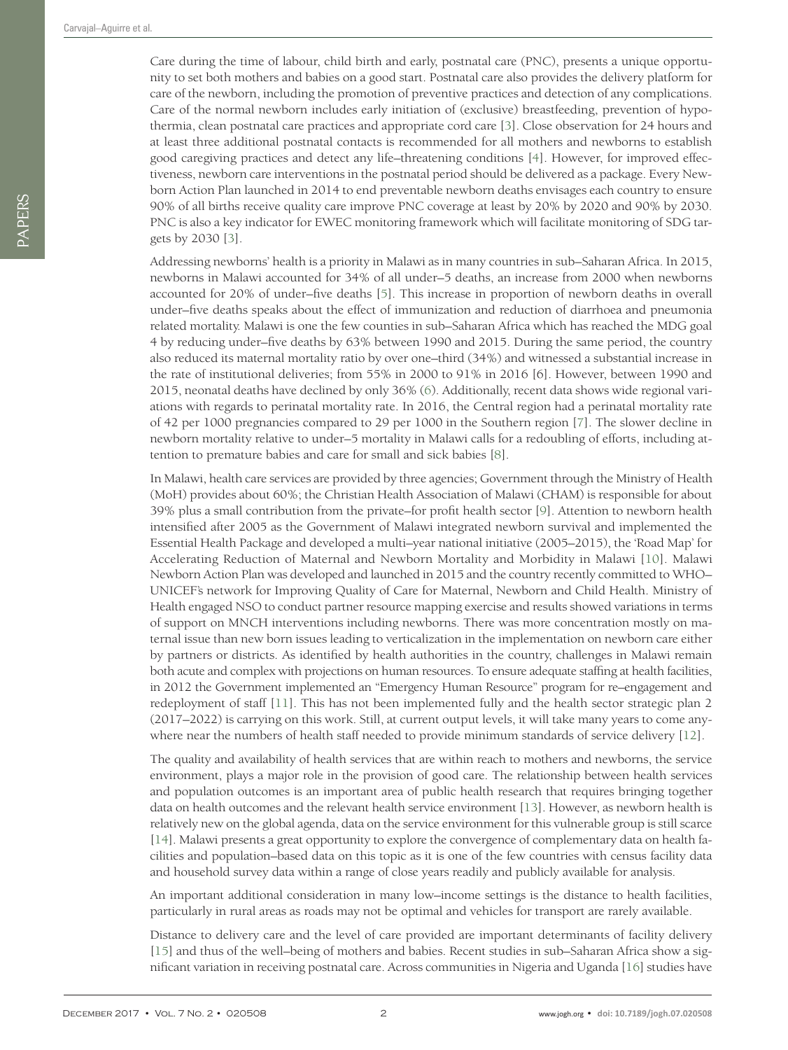Care during the time of labour, child birth and early, postnatal care (PNC), presents a unique opportunity to set both mothers and babies on a good start. Postnatal care also provides the delivery platform for care of the newborn, including the promotion of preventive practices and detection of any complications. Care of the normal newborn includes early initiation of (exclusive) breastfeeding, prevention of hypothermia, clean postnatal care practices and appropriate cord care [3]. Close observation for 24 hours and at least three additional postnatal contacts is recommended for all mothers and newborns to establish good caregiving practices and detect any life–threatening conditions [4]. However, for improved effectiveness, newborn care interventions in the postnatal period should be delivered as a package. Every Newborn Action Plan launched in 2014 to end preventable newborn deaths envisages each country to ensure 90% of all births receive quality care improve PNC coverage at least by 20% by 2020 and 90% by 2030. PNC is also a key indicator for EWEC monitoring framework which will facilitate monitoring of SDG targets by 2030 [3].

Addressing newborns' health is a priority in Malawi as in many countries in sub–Saharan Africa. In 2015, newborns in Malawi accounted for 34% of all under–5 deaths, an increase from 2000 when newborns accounted for 20% of under–five deaths [5]. This increase in proportion of newborn deaths in overall under–five deaths speaks about the effect of immunization and reduction of diarrhoea and pneumonia related mortality. Malawi is one the few counties in sub–Saharan Africa which has reached the MDG goal 4 by reducing under–five deaths by 63% between 1990 and 2015. During the same period, the country also reduced its maternal mortality ratio by over one–third (34%) and witnessed a substantial increase in the rate of institutional deliveries; from 55% in 2000 to 91% in 2016 [6]. However, between 1990 and 2015, neonatal deaths have declined by only 36% (6). Additionally, recent data shows wide regional variations with regards to perinatal mortality rate. In 2016, the Central region had a perinatal mortality rate of 42 per 1000 pregnancies compared to 29 per 1000 in the Southern region [7]. The slower decline in newborn mortality relative to under–5 mortality in Malawi calls for a redoubling of efforts, including attention to premature babies and care for small and sick babies [8].

In Malawi, health care services are provided by three agencies; Government through the Ministry of Health (MoH) provides about 60%; the Christian Health Association of Malawi (CHAM) is responsible for about 39% plus a small contribution from the private–for profit health sector [9]. Attention to newborn health intensified after 2005 as the Government of Malawi integrated newborn survival and implemented the Essential Health Package and developed a multi–year national initiative (2005–2015), the 'Road Map' for Accelerating Reduction of Maternal and Newborn Mortality and Morbidity in Malawi [10]. Malawi Newborn Action Plan was developed and launched in 2015 and the country recently committed to WHO–UNICEF's network for Improving Quality of Care for Maternal, Newborn and Child Health. Ministry of Health engaged NSO to conduct partner resource mapping exercise and results showed variations in terms of support on MNCH interventions including newborns. There was more concentration mostly on maternal issue than new born issues leading to verticalization in the implementation on newborn care either by partners or districts. As identified by health authorities in the country, challenges in Malawi remain both acute and complex with projections on human resources. To ensure adequate staffing at health facilities, in 2012 the Government implemented an "Emergency Human Resource" program for re–engagement and redeployment of staff [11]. This has not been implemented fully and the health sector strategic plan 2 (2017–2022) is carrying on this work. Still, at current output levels, it will take many years to come anywhere near the numbers of health staff needed to provide minimum standards of service delivery [12].

The quality and availability of health services that are within reach to mothers and newborns, the service environment, plays a major role in the provision of good care. The relationship between health services and population outcomes is an important area of public health research that requires bringing together data on health outcomes and the relevant health service environment [13]. However, as newborn health is relatively new on the global agenda, data on the service environment for this vulnerable group is still scarce [14]. Malawi presents a great opportunity to explore the convergence of complementary data on health facilities and population–based data on this topic as it is one of the few countries with census facility data and household survey data within a range of close years readily and publicly available for analysis.

An important additional consideration in many low–income settings is the distance to health facilities, particularly in rural areas as roads may not be optimal and vehicles for transport are rarely available.

Distance to delivery care and the level of care provided are important determinants of facility delivery [15] and thus of the well–being of mothers and babies. Recent studies in sub–Saharan Africa show a significant variation in receiving postnatal care. Across communities in Nigeria and Uganda [16] studies have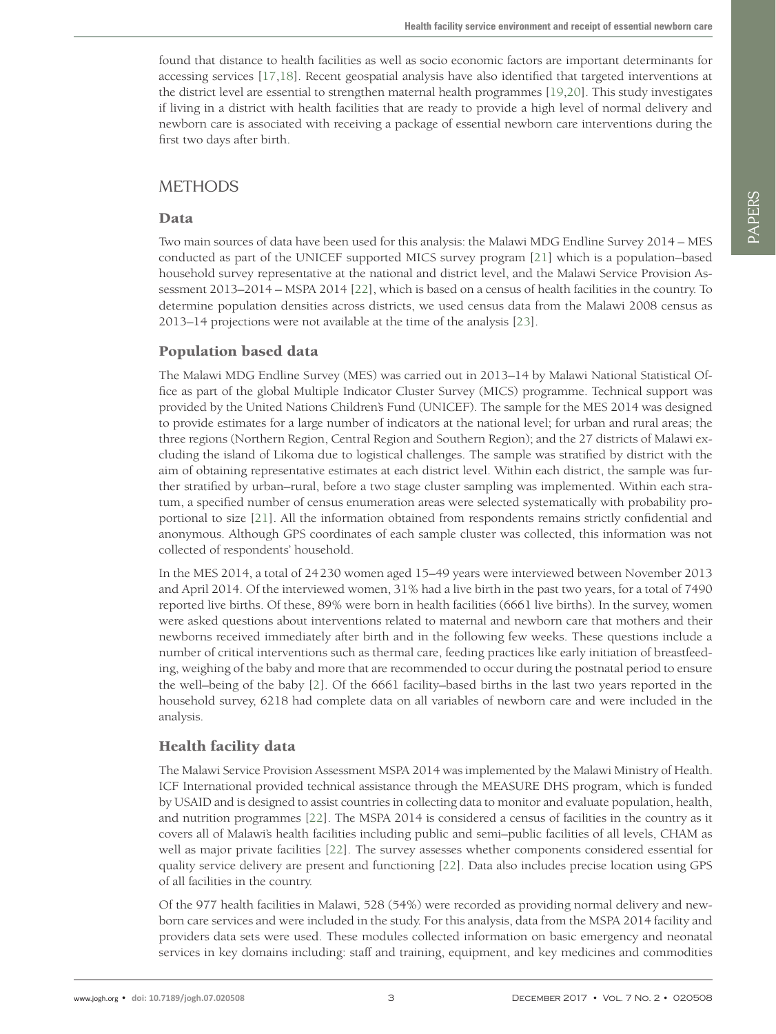found that distance to health facilities as well as socio economic factors are important determinants for accessing services [17,18]. Recent geospatial analysis have also identified that targeted interventions at the district level are essential to strengthen maternal health programmes [19,20]. This study investigates if living in a district with health facilities that are ready to provide a high level of normal delivery and newborn care is associated with receiving a package of essential newborn care interventions during the first two days after birth.

## METHODS

### Data

Two main sources of data have been used for this analysis: the Malawi MDG Endline Survey 2014 – MES conducted as part of the UNICEF supported MICS survey program [21] which is a population–based household survey representative at the national and district level, and the Malawi Service Provision Assessment 2013–2014 – MSPA 2014 [22], which is based on a census of health facilities in the country. To determine population densities across districts, we used census data from the Malawi 2008 census as 2013–14 projections were not available at the time of the analysis [23].

### Population based data

The Malawi MDG Endline Survey (MES) was carried out in 2013–14 by Malawi National Statistical Office as part of the global Multiple Indicator Cluster Survey (MICS) programme. Technical support was provided by the United Nations Children's Fund (UNICEF). The sample for the MES 2014 was designed to provide estimates for a large number of indicators at the national level; for urban and rural areas; the three regions (Northern Region, Central Region and Southern Region); and the 27 districts of Malawi excluding the island of Likoma due to logistical challenges. The sample was stratified by district with the aim of obtaining representative estimates at each district level. Within each district, the sample was further stratified by urban–rural, before a two stage cluster sampling was implemented. Within each stratum, a specified number of census enumeration areas were selected systematically with probability proportional to size [21]. All the information obtained from respondents remains strictly confidential and anonymous. Although GPS coordinates of each sample cluster was collected, this information was not collected of respondents' household.

In the MES 2014, a total of 24 230 women aged 15–49 years were interviewed between November 2013 and April 2014. Of the interviewed women, 31% had a live birth in the past two years, for a total of 7490 reported live births. Of these, 89% were born in health facilities (6661 live births). In the survey, women were asked questions about interventions related to maternal and newborn care that mothers and their newborns received immediately after birth and in the following few weeks. These questions include a number of critical interventions such as thermal care, feeding practices like early initiation of breastfeeding, weighing of the baby and more that are recommended to occur during the postnatal period to ensure the well–being of the baby [2]. Of the 6661 facility–based births in the last two years reported in the household survey, 6218 had complete data on all variables of newborn care and were included in the analysis.

### Health facility data

The Malawi Service Provision Assessment MSPA 2014 was implemented by the Malawi Ministry of Health. ICF International provided technical assistance through the MEASURE DHS program, which is funded by USAID and is designed to assist countries in collecting data to monitor and evaluate population, health, and nutrition programmes [22]. The MSPA 2014 is considered a census of facilities in the country as it covers all of Malawi's health facilities including public and semi–public facilities of all levels, CHAM as well as major private facilities [22]. The survey assesses whether components considered essential for quality service delivery are present and functioning [22]. Data also includes precise location using GPS of all facilities in the country.

Of the 977 health facilities in Malawi, 528 (54%) were recorded as providing normal delivery and newborn care services and were included in the study. For this analysis, data from the MSPA 2014 facility and providers data sets were used. These modules collected information on basic emergency and neonatal services in key domains including: staff and training, equipment, and key medicines and commodities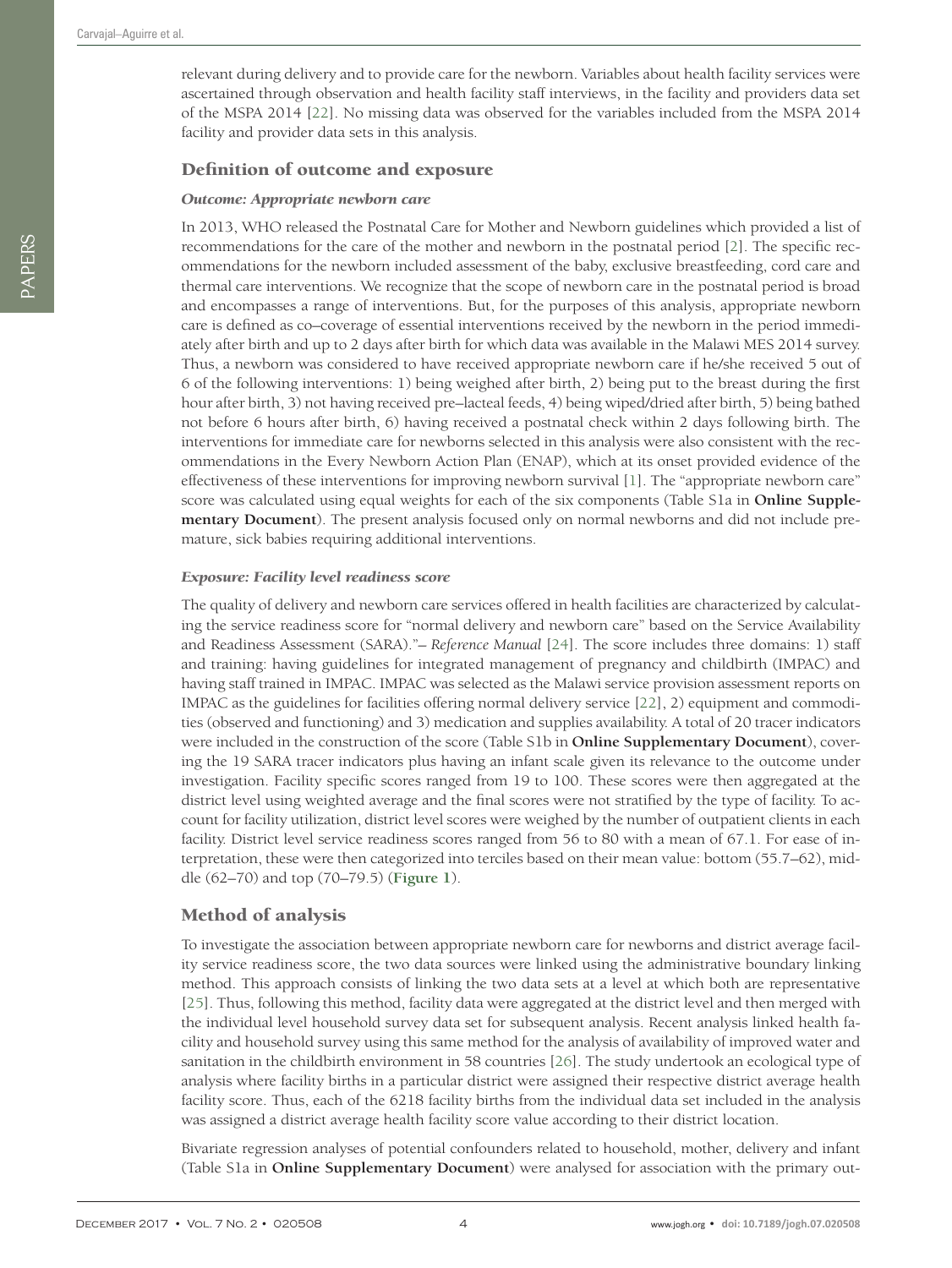relevant during delivery and to provide care for the newborn. Variables about health facility services were ascertained through observation and health facility staff interviews, in the facility and providers data set of the MSPA 2014 [22]. No missing data was observed for the variables included from the MSPA 2014 facility and provider data sets in this analysis.

## Definition of outcome and exposure

### *Outcome: Appropriate newborn care*

In 2013, WHO released the Postnatal Care for Mother and Newborn guidelines which provided a list of recommendations for the care of the mother and newborn in the postnatal period [2]. The specific recommendations for the newborn included assessment of the baby, exclusive breastfeeding, cord care and thermal care interventions. We recognize that the scope of newborn care in the postnatal period is broad and encompasses a range of interventions. But, for the purposes of this analysis, appropriate newborn care is defined as co–coverage of essential interventions received by the newborn in the period immediately after birth and up to 2 days after birth for which data was available in the Malawi MES 2014 survey. Thus, a newborn was considered to have received appropriate newborn care if he/she received 5 out of 6 of the following interventions: 1) being weighed after birth, 2) being put to the breast during the first hour after birth, 3) not having received pre–lacteal feeds, 4) being wiped/dried after birth, 5) being bathed not before 6 hours after birth, 6) having received a postnatal check within 2 days following birth. The interventions for immediate care for newborns selected in this analysis were also consistent with the recommendations in the Every Newborn Action Plan (ENAP), which at its onset provided evidence of the effectiveness of these interventions for improving newborn survival [1]. The "appropriate newborn care" score was calculated using equal weights for each of the six components (Table S1a in **Online Supplementary Document**). The present analysis focused only on normal newborns and did not include premature, sick babies requiring additional interventions.

### *Exposure: Facility level readiness score*

The quality of delivery and newborn care services offered in health facilities are characterized by calculating the service readiness score for "normal delivery and newborn care" based on the Service Availability and Readiness Assessment (SARA)."– *Reference Manual* [24]. The score includes three domains: 1) staff and training: having guidelines for integrated management of pregnancy and childbirth (IMPAC) and having staff trained in IMPAC. IMPAC was selected as the Malawi service provision assessment reports on IMPAC as the guidelines for facilities offering normal delivery service [22], 2) equipment and commodities (observed and functioning) and 3) medication and supplies availability. A total of 20 tracer indicators were included in the construction of the score (Table S1b in **Online Supplementary Document**), covering the 19 SARA tracer indicators plus having an infant scale given its relevance to the outcome under investigation. Facility specific scores ranged from 19 to 100. These scores were then aggregated at the district level using weighted average and the final scores were not stratified by the type of facility. To account for facility utilization, district level scores were weighed by the number of outpatient clients in each facility. District level service readiness scores ranged from 56 to 80 with a mean of 67.1. For ease of interpretation, these were then categorized into terciles based on their mean value: bottom (55.7–62), middle (62–70) and top (70–79.5) (**Figure 1**).

## Method of analysis

To investigate the association between appropriate newborn care for newborns and district average facility service readiness score, the two data sources were linked using the administrative boundary linking method. This approach consists of linking the two data sets at a level at which both are representative [25]. Thus, following this method, facility data were aggregated at the district level and then merged with the individual level household survey data set for subsequent analysis. Recent analysis linked health facility and household survey using this same method for the analysis of availability of improved water and sanitation in the childbirth environment in 58 countries [26]. The study undertook an ecological type of analysis where facility births in a particular district were assigned their respective district average health facility score. Thus, each of the 6218 facility births from the individual data set included in the analysis was assigned a district average health facility score value according to their district location.

Bivariate regression analyses of potential confounders related to household, mother, delivery and infant (Table S1a in **Online Supplementary Document**) were analysed for association with the primary out-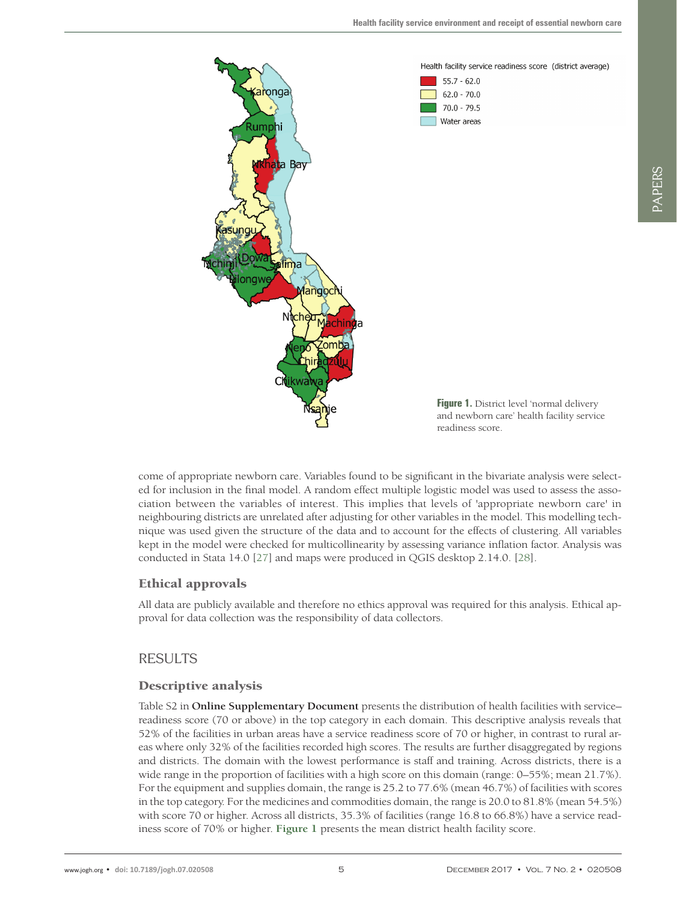Figure 1. District level 'normal delivery and newborn care' health facility service readiness score.

come of appropriate newborn care. Variables found to be significant in the bivariate analysis were selected for inclusion in the final model. A random effect multiple logistic model was used to assess the association between the variables of interest. This implies that levels of 'appropriate newborn care' in neighbouring districts are unrelated after adjusting for other variables in the model. This modelling technique was used given the structure of the data and to account for the effects of clustering. All variables kept in the model were checked for multicollinearity by assessing variance inflation factor. Analysis was conducted in Stata 14.0 [27] and maps were produced in QGIS desktop 2.14.0. [28].

### Ethical approvals

All data are publicly available and therefore no ethics approval was required for this analysis. Ethical approval for data collection was the responsibility of data collectors.

## RESULTS

### Descriptive analysis

Table S2 in **Online Supplementary Document** presents the distribution of health facilities with service–readiness score (70 or above) in the top category in each domain. This descriptive analysis reveals that 52% of the facilities in urban areas have a service readiness score of 70 or higher, in contrast to rural areas where only 32% of the facilities recorded high scores. The results are further disaggregated by regions and districts. The domain with the lowest performance is staff and training. Across districts, there is a wide range in the proportion of facilities with a high score on this domain (range: 0–55%; mean 21.7%). For the equipment and supplies domain, the range is 25.2 to 77.6% (mean 46.7%) of facilities with scores in the top category. For the medicines and commodities domain, the range is 20.0 to 81.8% (mean 54.5%) with score 70 or higher. Across all districts, 35.3% of facilities (range 16.8 to 66.8%) have a service readiness score of 70% or higher. **Figure 1** presents the mean district health facility score.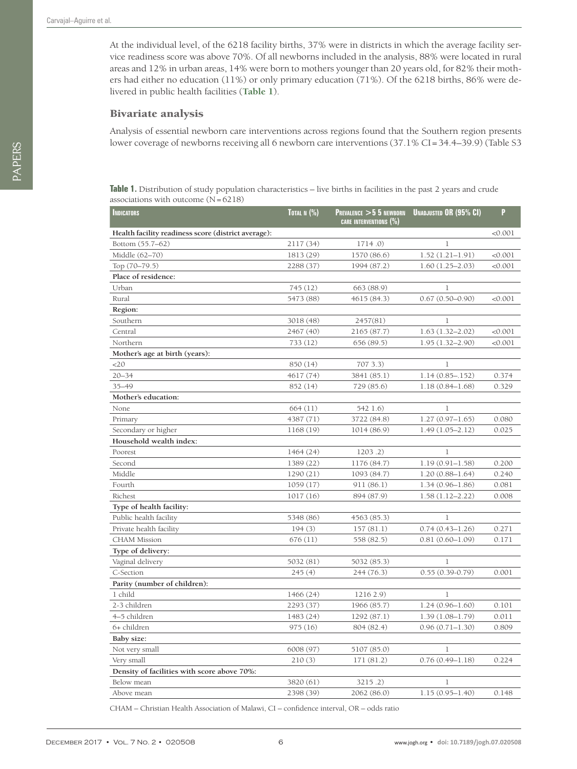At the individual level, of the 6218 facility births, 37% were in districts in which the average facility service readiness score was above 70%. Of all newborns included in the analysis, 88% were located in rural areas and 12% in urban areas, 14% were born to mothers younger than 20 years old, for 82% their mothers had either no education (11%) or only primary education (71%). Of the 6218 births, 86% were delivered in public health facilities (**Table 1**).

## Bivariate analysis

Analysis of essential newborn care interventions across regions found that the Southern region presents lower coverage of newborns receiving all 6 newborn care interventions (37.1% CI = 34.4–39.9) (Table S3

**Table 1.** Distribution of study population characteristics – live births in facilities in the past 2 years and crude associations with outcome (N = 6218)

| Indicators | Total n (%) | Prevalence >5 5 newborn care interventions (%) | Unadjusted OR (95% CI) | P |
|---|---|---|---|---|
| **Health facility readiness score (district average):** | | | | <0.001 |
| Bottom (55.7–62) | 2117 (34) | 1714 .0) | 1 | |
| Middle (62–70) | 1813 (29) | 1570 (86.6) | 1.52 (1.21–1.91) | <0.001 |
| Top (70–79.5) | 2288 (37) | 1994 (87.2) | 1.60 (1.25–2.03) | <0.001 |
| **Place of residence:** | | | | |
| Urban | 745 (12) | 663 (88.9) | 1 | |
| Rural | 5473 (88) | 4615 (84.3) | 0.67 (0.50–0.90) | <0.001 |
| **Region:** | | | | |
| Southern | 3018 (48) | 2457(81) | 1 | |
| Central | 2467 (40) | 2165 (87.7) | 1.63 (1.32–2.02) | <0.001 |
| Northern | 733 (12) | 656 (89.5) | 1.95 (1.32–2.90) | <0.001 |
| **Mother's age at birth (years):** | | | | |
| <20 | 850 (14) | 707 3.3) | 1 | |
| 20–34 | 4617 (74) | 3841 (85.1) | 1.14 (0.85–.152) | 0.374 |
| 35–49 | 852 (14) | 729 (85.6) | 1.18 (0.84–1.68) | 0.329 |
| **Mother's education:** | | | | |
| None | 664 (11) | 542 1.6) | 1 | |
| Primary | 4387 (71) | 3722 (84.8) | 1.27 (0.97–1.65) | 0.080 |
| Secondary or higher | 1168 (19) | 1014 (86.9) | 1.49 (1.05–2.12) | 0.025 |
| **Household wealth index:** | | | | |
| Poorest | 1464 (24) | 1203 .2) | 1 | |
| Second | 1389 (22) | 1176 (84.7) | 1.19 (0.91–1.58) | 0.200 |
| Middle | 1290 (21) | 1093 (84.7) | 1.20 (0.88–1.64) | 0.240 |
| Fourth | 1059 (17) | 911 (86.1) | 1.34 (0.96–1.86) | 0.081 |
| Richest | 1017 (16) | 894 (87.9) | 1.58 (1.12–2.22) | 0.008 |
| **Type of health facility:** | | | | |
| Public health facility | 5348 (86) | 4563 (85.3) | 1 | |
| Private health facility | 194 (3) | 157 (81.1) | 0.74 (0.43–1.26) | 0.271 |
| CHAM Mission | 676 (11) | 558 (82.5) | 0.81 (0.60–1.09) | 0.171 |
| **Type of delivery:** | | | | |
| Vaginal delivery | 5032 (81) | 5032 (85.3) | 1 | |
| C-Section | 245 (4) | 244 (76.3) | 0.55 (0.39-0.79) | 0.001 |
| **Parity (number of children):** | | | | |
| 1 child | 1466 (24) | 1216 2.9) | 1 | |
| 2-3 children | 2293 (37) | 1966 (85.7) | 1.24 (0.96–1.60) | 0.101 |
| 4–5 children | 1483 (24) | 1292 (87.1) | 1.39 (1.08–1.79) | 0.011 |
| 6+ children | 975 (16) | 804 (82.4) | 0.96 (0.71–1.30) | 0.809 |
| **Baby size:** | | | | |
| Not very small | 6008 (97) | 5107 (85.0) | 1 | |
| Very small | 210 (3) | 171 (81.2) | 0.76 (0.49–1.18) | 0.224 |
| **Density of facilities with score above 70%:** | | | | |
| Below mean | 3820 (61) | 3215 .2) | 1 | |
| Above mean | 2398 (39) | 2062 (86.0) | 1.15 (0.95–1.40) | 0.148 |

CHAM – Christian Health Association of Malawi, CI – confidence interval, OR – odds ratio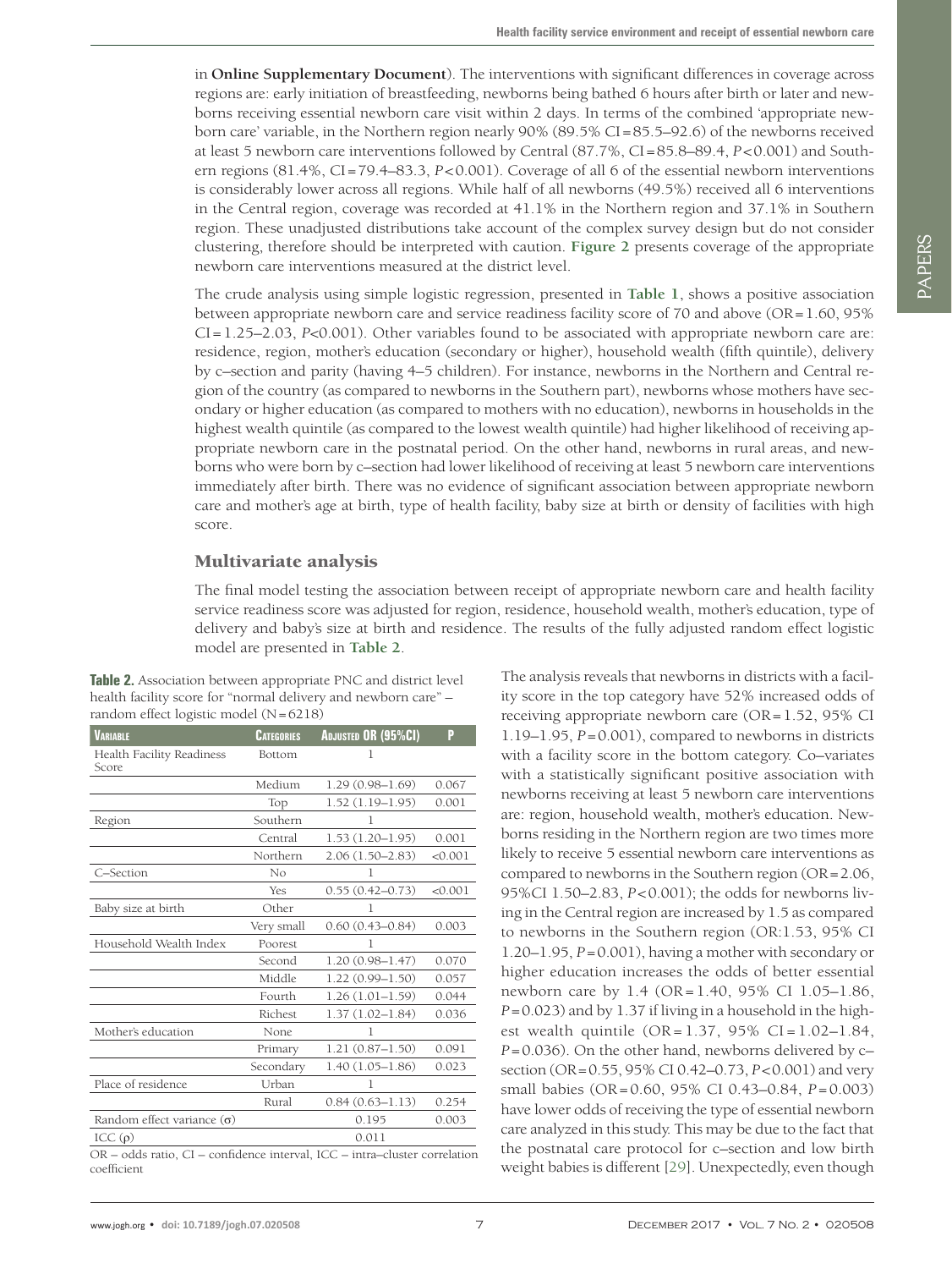in **Online Supplementary Document**). The interventions with significant differences in coverage across regions are: early initiation of breastfeeding, newborns being bathed 6 hours after birth or later and newborns receiving essential newborn care visit within 2 days. In terms of the combined 'appropriate newborn care' variable, in the Northern region nearly 90% (89.5% CI = 85.5–92.6) of the newborns received at least 5 newborn care interventions followed by Central (87.7%, CI = 85.8–89.4, $P < 0.001$) and Southern regions (81.4%, CI = 79.4–83.3, $P < 0.001$). Coverage of all 6 of the essential newborn interventions is considerably lower across all regions. While half of all newborns (49.5%) received all 6 interventions in the Central region, coverage was recorded at 41.1% in the Northern region and 37.1% in Southern region. These unadjusted distributions take account of the complex survey design but do not consider clustering, therefore should be interpreted with caution. **Figure 2** presents coverage of the appropriate newborn care interventions measured at the district level.

The crude analysis using simple logistic regression, presented in **Table 1**, shows a positive association between appropriate newborn care and service readiness facility score of 70 and above (OR = 1.60, 95% CI = 1.25–2.03, $P < 0.001$). Other variables found to be associated with appropriate newborn care are: residence, region, mother's education (secondary or higher), household wealth (fifth quintile), delivery by c–section and parity (having 4–5 children). For instance, newborns in the Northern and Central region of the country (as compared to newborns in the Southern part), newborns whose mothers have secondary or higher education (as compared to mothers with no education), newborns in households in the highest wealth quintile (as compared to the lowest wealth quintile) had higher likelihood of receiving appropriate newborn care in the postnatal period. On the other hand, newborns in rural areas, and newborns who were born by c–section had lower likelihood of receiving at least 5 newborn care interventions immediately after birth. There was no evidence of significant association between appropriate newborn care and mother's age at birth, type of health facility, baby size at birth or density of facilities with high score.

## Multivariate analysis

The final model testing the association between receipt of appropriate newborn care and health facility service readiness score was adjusted for region, residence, household wealth, mother's education, type of delivery and baby's size at birth and residence. The results of the fully adjusted random effect logistic model are presented in **Table 2**.

**Table 2.** Association between appropriate PNC and district level health facility score for "normal delivery and newborn care" – random effect logistic model (N = 6218)

| Variable | Categories | Adjusted OR (95%CI) | P |
|---|---|---|---|
| Health Facility Readiness Score | Bottom | 1 | |
| | Medium | 1.29 (0.98–1.69) | 0.067 |
| | Top | 1.52 (1.19–1.95) | 0.001 |
| Region | Southern | 1 | |
| | Central | 1.53 (1.20–1.95) | 0.001 |
| | Northern | 2.06 (1.50–2.83) | <0.001 |
| C–Section | No | 1 | |
| | Yes | 0.55 (0.42–0.73) | <0.001 |
| Baby size at birth | Other | 1 | |
| | Very small | 0.60 (0.43–0.84) | 0.003 |
| Household Wealth Index | Poorest | 1 | |
| | Second | 1.20 (0.98–1.47) | 0.070 |
| | Middle | 1.22 (0.99–1.50) | 0.057 |
| | Fourth | 1.26 (1.01–1.59) | 0.044 |
| | Richest | 1.37 (1.02–1.84) | 0.036 |
| Mother's education | None | 1 | |
| | Primary | 1.21 (0.87–1.50) | 0.091 |
| | Secondary | 1.40 (1.05–1.86) | 0.023 |
| Place of residence | Urban | 1 | |
| | Rural | 0.84 (0.63–1.13) | 0.254 |
| Random effect variance ($\sigma$) | | 0.195 | 0.003 |
| ICC ($\rho$) | | 0.011 | |

OR – odds ratio, CI – confidence interval, ICC – intra–cluster correlation coefficient

The analysis reveals that newborns in districts with a facility score in the top category have 52% increased odds of receiving appropriate newborn care (OR = 1.52, 95% CI 1.19–1.95, $P = 0.001$), compared to newborns in districts with a facility score in the bottom category. Co–variates with a statistically significant positive association with newborns receiving at least 5 newborn care interventions are: region, household wealth, mother's education. Newborns residing in the Northern region are two times more likely to receive 5 essential newborn care interventions as compared to newborns in the Southern region (OR = 2.06, 95%CI 1.50–2.83, $P < 0.001$); the odds for newborns living in the Central region are increased by 1.5 as compared to newborns in the Southern region (OR:1.53, 95% CI 1.20–1.95, $P = 0.001$), having a mother with secondary or higher education increases the odds of better essential newborn care by 1.4 (OR = 1.40, 95% CI 1.05–1.86, $P = 0.023$) and by 1.37 if living in a household in the highest wealth quintile (OR = 1.37, 95% CI = 1.02–1.84, $P = 0.036$). On the other hand, newborns delivered by c–section (OR = 0.55, 95% CI 0.42–0.73, $P < 0.001$) and very small babies (OR = 0.60, 95% CI 0.43–0.84, $P = 0.003$) have lower odds of receiving the type of essential newborn care analyzed in this study. This may be due to the fact that the postnatal care protocol for c–section and low birth weight babies is different [29]. Unexpectedly, even though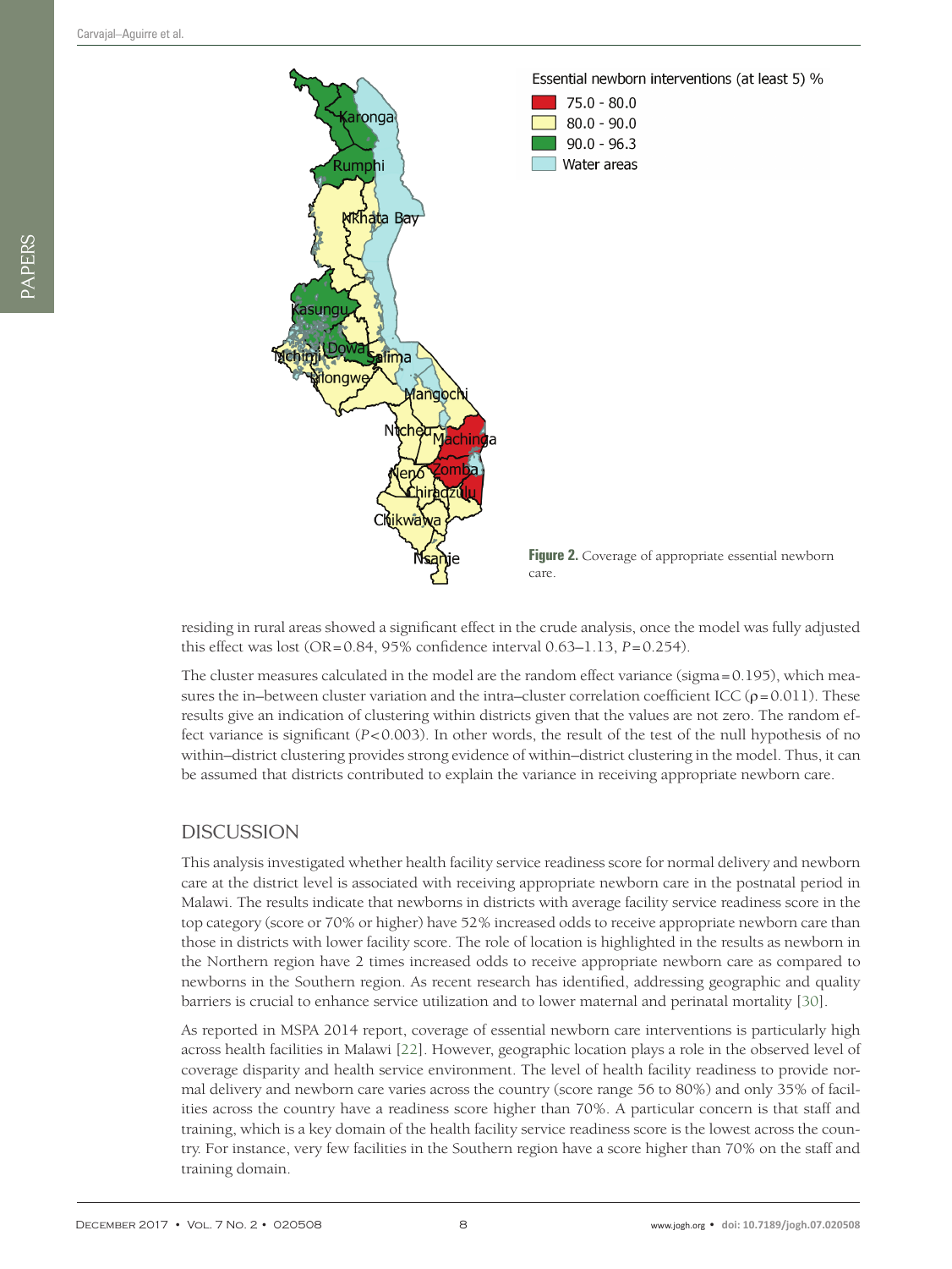Figure 2. Coverage of appropriate essential newborn care.

residing in rural areas showed a significant effect in the crude analysis, once the model was fully adjusted this effect was lost (OR = 0.84, 95% confidence interval 0.63–1.13, $P = 0.254$).

The cluster measures calculated in the model are the random effect variance (sigma = 0.195), which measures the in–between cluster variation and the intra–cluster correlation coefficient ICC ($\rho = 0.011$). These results give an indication of clustering within districts given that the values are not zero. The random effect variance is significant ($P < 0.003$). In other words, the result of the test of the null hypothesis of no within–district clustering provides strong evidence of within–district clustering in the model. Thus, it can be assumed that districts contributed to explain the variance in receiving appropriate newborn care.

## DISCUSSION

This analysis investigated whether health facility service readiness score for normal delivery and newborn care at the district level is associated with receiving appropriate newborn care in the postnatal period in Malawi. The results indicate that newborns in districts with average facility service readiness score in the top category (score or 70% or higher) have 52% increased odds to receive appropriate newborn care than those in districts with lower facility score. The role of location is highlighted in the results as newborn in the Northern region have 2 times increased odds to receive appropriate newborn care as compared to newborns in the Southern region. As recent research has identified, addressing geographic and quality barriers is crucial to enhance service utilization and to lower maternal and perinatal mortality [30].

As reported in MSPA 2014 report, coverage of essential newborn care interventions is particularly high across health facilities in Malawi [22]. However, geographic location plays a role in the observed level of coverage disparity and health service environment. The level of health facility readiness to provide normal delivery and newborn care varies across the country (score range 56 to 80%) and only 35% of facilities across the country have a readiness score higher than 70%. A particular concern is that staff and training, which is a key domain of the health facility service readiness score is the lowest across the country. For instance, very few facilities in the Southern region have a score higher than 70% on the staff and training domain.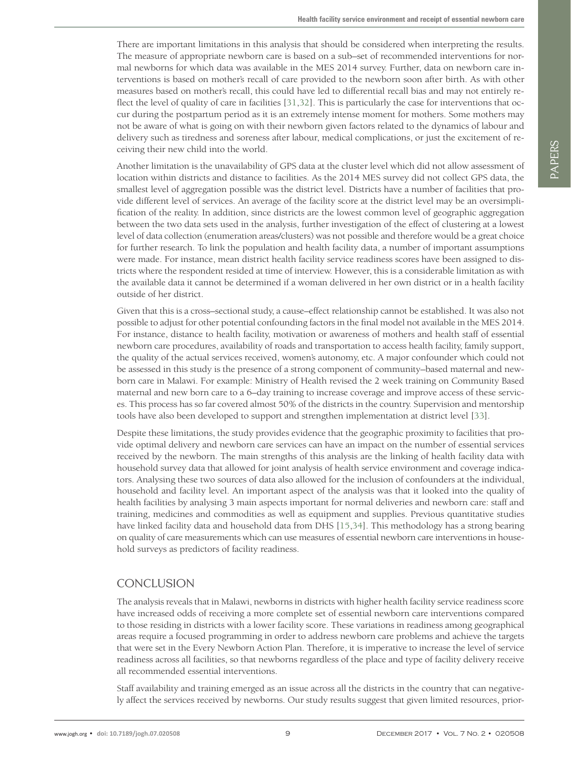There are important limitations in this analysis that should be considered when interpreting the results. The measure of appropriate newborn care is based on a sub–set of recommended interventions for normal newborns for which data was available in the MES 2014 survey. Further, data on newborn care interventions is based on mother's recall of care provided to the newborn soon after birth. As with other measures based on mother's recall, this could have led to differential recall bias and may not entirely reflect the level of quality of care in facilities [31,32]. This is particularly the case for interventions that occur during the postpartum period as it is an extremely intense moment for mothers. Some mothers may not be aware of what is going on with their newborn given factors related to the dynamics of labour and delivery such as tiredness and soreness after labour, medical complications, or just the excitement of receiving their new child into the world.

Another limitation is the unavailability of GPS data at the cluster level which did not allow assessment of location within districts and distance to facilities. As the 2014 MES survey did not collect GPS data, the smallest level of aggregation possible was the district level. Districts have a number of facilities that provide different level of services. An average of the facility score at the district level may be an oversimplification of the reality. In addition, since districts are the lowest common level of geographic aggregation between the two data sets used in the analysis, further investigation of the effect of clustering at a lowest level of data collection (enumeration areas/clusters) was not possible and therefore would be a great choice for further research. To link the population and health facility data, a number of important assumptions were made. For instance, mean district health facility service readiness scores have been assigned to districts where the respondent resided at time of interview. However, this is a considerable limitation as with the available data it cannot be determined if a woman delivered in her own district or in a health facility outside of her district.

Given that this is a cross–sectional study, a cause–effect relationship cannot be established. It was also not possible to adjust for other potential confounding factors in the final model not available in the MES 2014. For instance, distance to health facility, motivation or awareness of mothers and health staff of essential newborn care procedures, availability of roads and transportation to access health facility, family support, the quality of the actual services received, women's autonomy, etc. A major confounder which could not be assessed in this study is the presence of a strong component of community–based maternal and newborn care in Malawi. For example: Ministry of Health revised the 2 week training on Community Based maternal and new born care to a 6–day training to increase coverage and improve access of these services. This process has so far covered almost 50% of the districts in the country. Supervision and mentorship tools have also been developed to support and strengthen implementation at district level [33].

Despite these limitations, the study provides evidence that the geographic proximity to facilities that provide optimal delivery and newborn care services can have an impact on the number of essential services received by the newborn. The main strengths of this analysis are the linking of health facility data with household survey data that allowed for joint analysis of health service environment and coverage indicators. Analysing these two sources of data also allowed for the inclusion of confounders at the individual, household and facility level. An important aspect of the analysis was that it looked into the quality of health facilities by analysing 3 main aspects important for normal deliveries and newborn care: staff and training, medicines and commodities as well as equipment and supplies. Previous quantitative studies have linked facility data and household data from DHS [15,34]. This methodology has a strong bearing on quality of care measurements which can use measures of essential newborn care interventions in household surveys as predictors of facility readiness.

## CONCLUSION

The analysis reveals that in Malawi, newborns in districts with higher health facility service readiness score have increased odds of receiving a more complete set of essential newborn care interventions compared to those residing in districts with a lower facility score. These variations in readiness among geographical areas require a focused programming in order to address newborn care problems and achieve the targets that were set in the Every Newborn Action Plan. Therefore, it is imperative to increase the level of service readiness across all facilities, so that newborns regardless of the place and type of facility delivery receive all recommended essential interventions.

Staff availability and training emerged as an issue across all the districts in the country that can negatively affect the services received by newborns. Our study results suggest that given limited resources, prior-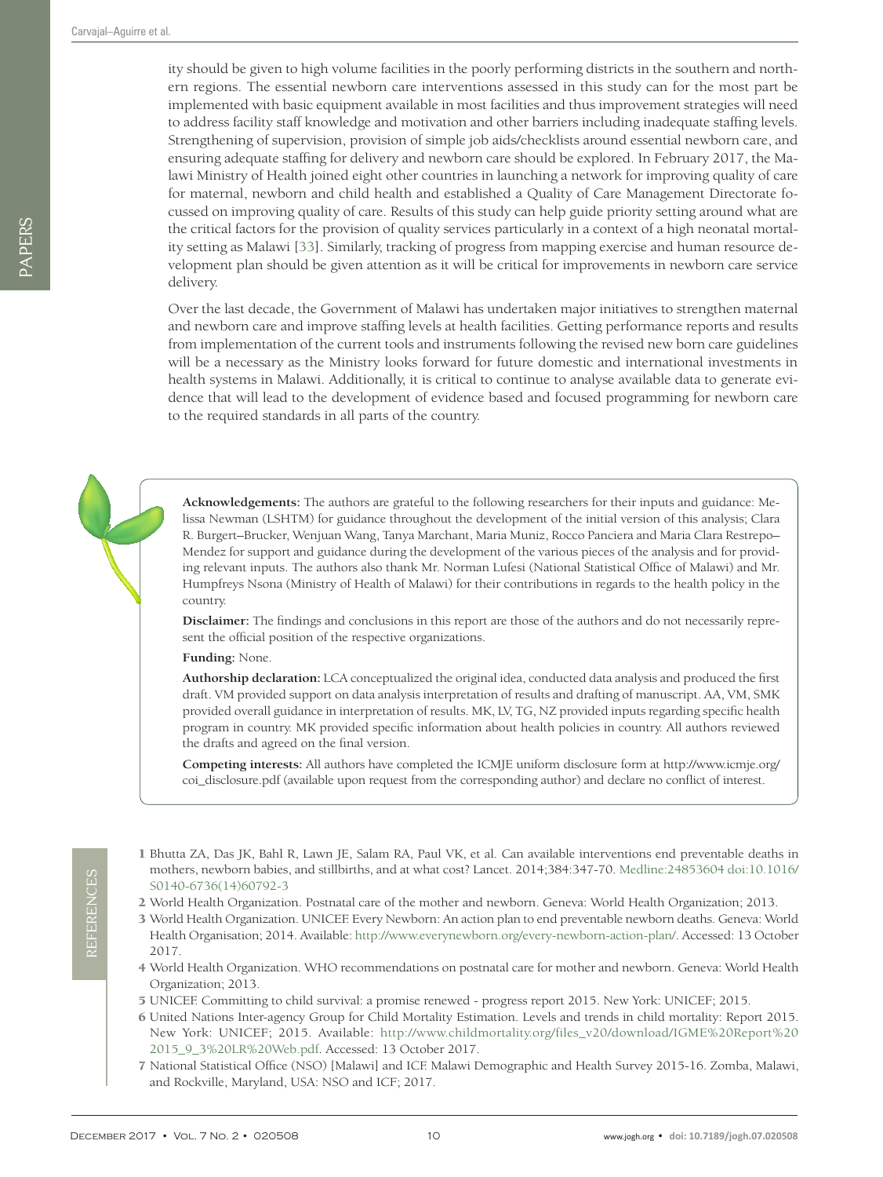ity should be given to high volume facilities in the poorly performing districts in the southern and northern regions. The essential newborn care interventions assessed in this study can for the most part be implemented with basic equipment available in most facilities and thus improvement strategies will need to address facility staff knowledge and motivation and other barriers including inadequate staffing levels. Strengthening of supervision, provision of simple job aids/checklists around essential newborn care, and ensuring adequate staffing for delivery and newborn care should be explored. In February 2017, the Malawi Ministry of Health joined eight other countries in launching a network for improving quality of care for maternal, newborn and child health and established a Quality of Care Management Directorate focussed on improving quality of care. Results of this study can help guide priority setting around what are the critical factors for the provision of quality services particularly in a context of a high neonatal mortality setting as Malawi [33]. Similarly, tracking of progress from mapping exercise and human resource development plan should be given attention as it will be critical for improvements in newborn care service delivery.

Over the last decade, the Government of Malawi has undertaken major initiatives to strengthen maternal and newborn care and improve staffing levels at health facilities. Getting performance reports and results from implementation of the current tools and instruments following the revised new born care guidelines will be a necessary as the Ministry looks forward for future domestic and international investments in health systems in Malawi. Additionally, it is critical to continue to analyse available data to generate evidence that will lead to the development of evidence based and focused programming for newborn care to the required standards in all parts of the country.

**Acknowledgements:** The authors are grateful to the following researchers for their inputs and guidance: Melissa Newman (LSHTM) for guidance throughout the development of the initial version of this analysis; Clara R. Burgert–Brucker, Wenjuan Wang, Tanya Marchant, Maria Muniz, Rocco Panciera and Maria Clara Restrepo–Mendez for support and guidance during the development of the various pieces of the analysis and for providing relevant inputs. The authors also thank Mr. Norman Lufesi (National Statistical Office of Malawi) and Mr. Humpfreys Nsona (Ministry of Health of Malawi) for their contributions in regards to the health policy in the country.

**Disclaimer:** The findings and conclusions in this report are those of the authors and do not necessarily represent the official position of the respective organizations.

**Funding:** None.

**Authorship declaration:** LCA conceptualized the original idea, conducted data analysis and produced the first draft. VM provided support on data analysis interpretation of results and drafting of manuscript. AA, VM, SMK provided overall guidance in interpretation of results. MK, LV, TG, NZ provided inputs regarding specific health program in country. MK provided specific information about health policies in country. All authors reviewed the drafts and agreed on the final version.

**Competing interests:** All authors have completed the ICMJE uniform disclosure form at http://www.icmje.org/coi_disclosure.pdf (available upon request from the corresponding author) and declare no conflict of interest.

## REFERENCES

1 Bhutta ZA, Das JK, Bahl R, Lawn JE, Salam RA, Paul VK, et al. Can available interventions end preventable deaths in mothers, newborn babies, and stillbirths, and at what cost? Lancet. 2014;384:347-70. Medline:24853604 doi:10.1016/S0140-6736(14)60792-3

2 World Health Organization. Postnatal care of the mother and newborn. Geneva: World Health Organization; 2013.

3 World Health Organization. UNICEF. Every Newborn: An action plan to end preventable newborn deaths. Geneva: World Health Organisation; 2014. Available: http://www.everynewborn.org/every-newborn-action-plan/. Accessed: 13 October 2017.

4 World Health Organization. WHO recommendations on postnatal care for mother and newborn. Geneva: World Health Organization; 2013.

5 UNICEF. Committing to child survival: a promise renewed - progress report 2015. New York: UNICEF; 2015.

6 United Nations Inter-agency Group for Child Mortality Estimation. Levels and trends in child mortality: Report 2015. New York: UNICEF; 2015. Available: http://www.childmortality.org/files_v20/download/IGME%20Report%202015_9_3%20LR%20Web.pdf. Accessed: 13 October 2017.

7 National Statistical Office (NSO) [Malawi] and ICF. Malawi Demographic and Health Survey 2015-16. Zomba, Malawi, and Rockville, Maryland, USA: NSO and ICF; 2017.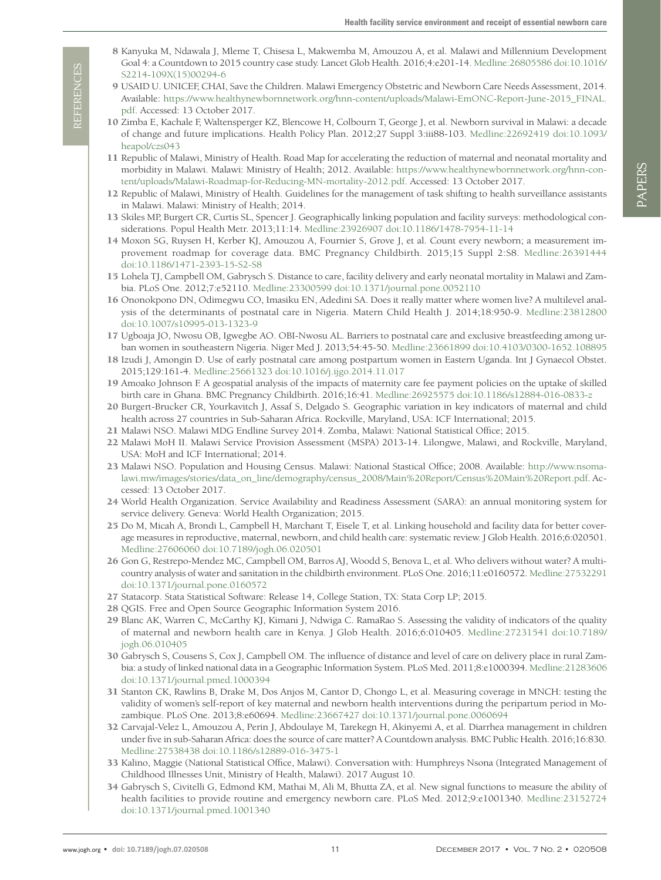8 Kanyuka M, Ndawala J, Mleme T, Chisesa L, Makwemba M, Amouzou A, et al. Malawi and Millennium Development Goal 4: a Countdown to 2015 country case study. Lancet Glob Health. 2016;4:e201-14. Medline:26805586 doi:10.1016/S2214-109X(15)00294-6

9 USAID U. UNICEF, CHAI, Save the Children. Malawi Emergency Obstetric and Newborn Care Needs Assessment, 2014. Available: https://www.healthynewbornnetwork.org/hnn-content/uploads/Malawi-EmONC-Report-June-2015_FINAL.pdf. Accessed: 13 October 2017.

10 Zimba E, Kachale F, Waltensperger KZ, Blencowe H, Colbourn T, George J, et al. Newborn survival in Malawi: a decade of change and future implications. Health Policy Plan. 2012;27 Suppl 3:iii88-103. Medline:22692419 doi:10.1093/heapol/czs043

11 Republic of Malawi, Ministry of Health. Road Map for accelerating the reduction of maternal and neonatal mortality and morbidity in Malawi. Malawi: Ministry of Health; 2012. Available: https://www.healthynewbornnetwork.org/hnn-content/uploads/Malawi-Roadmap-for-Reducing-MN-mortality-2012.pdf. Accessed: 13 October 2017.

12 Republic of Malawi, Ministry of Health. Guidelines for the management of task shifting to health surveillance assistants in Malawi. Malawi: Ministry of Health; 2014.

13 Skiles MP, Burgert CR, Curtis SL, Spencer J. Geographically linking population and facility surveys: methodological considerations. Popul Health Metr. 2013;11:14. Medline:23926907 doi:10.1186/1478-7954-11-14

14 Moxon SG, Ruysen H, Kerber KJ, Amouzou A, Fournier S, Grove J, et al. Count every newborn; a measurement improvement roadmap for coverage data. BMC Pregnancy Childbirth. 2015;15 Suppl 2:S8. Medline:26391444 doi:10.1186/1471-2393-15-S2-S8

15 Lohela TJ, Campbell OM, Gabrysch S. Distance to care, facility delivery and early neonatal mortality in Malawi and Zambia. PLoS One. 2012;7:e52110. Medline:23300599 doi:10.1371/journal.pone.0052110

16 Ononokpono DN, Odimegwu CO, Imasiku EN, Adedini SA. Does it really matter where women live? A multilevel analysis of the determinants of postnatal care in Nigeria. Matern Child Health J. 2014;18:950-9. Medline:23812800 doi:10.1007/s10995-013-1323-9

17 Ugboaja JO, Nwosu OB, Igwegbe AO. OBI-Nwosu AL. Barriers to postnatal care and exclusive breastfeeding among urban women in southeastern Nigeria. Niger Med J. 2013;54:45-50. Medline:23661899 doi:10.4103/0300-1652.108895

18 Izudi J, Amongin D. Use of early postnatal care among postpartum women in Eastern Uganda. Int J Gynaecol Obstet. 2015;129:161-4. Medline:25661323 doi:10.1016/j.ijgo.2014.11.017

19 Amoako Johnson F. A geospatial analysis of the impacts of maternity care fee payment policies on the uptake of skilled birth care in Ghana. BMC Pregnancy Childbirth. 2016;16:41. Medline:26925575 doi:10.1186/s12884-016-0833-z

20 Burgert-Brucker CR, Yourkavitch J, Assaf S, Delgado S. Geographic variation in key indicators of maternal and child health across 27 countries in Sub-Saharan Africa. Rockville, Maryland, USA: ICF International; 2015.

21 Malawi NSO. Malawi MDG Endline Survey 2014. Zomba, Malawi: National Statistical Office; 2015.

22 Malawi MoH II. Malawi Service Provision Assessment (MSPA) 2013-14. Lilongwe, Malawi, and Rockville, Maryland, USA: MoH and ICF International; 2014.

23 Malawi NSO. Population and Housing Census. Malawi: National Stastical Office; 2008. Available: http://www.nsomalawi.mw/images/stories/data_on_line/demography/census_2008/Main%20Report/Census%20Main%20Report.pdf. Accessed: 13 October 2017.

24 World Health Organization. Service Availability and Readiness Assessment (SARA): an annual monitoring system for service delivery. Geneva: World Health Organization; 2015.

25 Do M, Micah A, Brondi L, Campbell H, Marchant T, Eisele T, et al. Linking household and facility data for better coverage measures in reproductive, maternal, newborn, and child health care: systematic review. J Glob Health. 2016;6:020501. Medline:27606060 doi:10.7189/jogh.06.020501

26 Gon G, Restrepo-Mendez MC, Campbell OM, Barros AJ, Woodd S, Benova L, et al. Who delivers without water? A multicountry analysis of water and sanitation in the childbirth environment. PLoS One. 2016;11:e0160572. Medline:27532291 doi:10.1371/journal.pone.0160572

27 Statacorp. Stata Statistical Software: Release 14, College Station, TX: Stata Corp LP; 2015.

28 QGIS. Free and Open Source Geographic Information System 2016.

29 Blanc AK, Warren C, McCarthy KJ, Kimani J, Ndwiga C. RamaRao S. Assessing the validity of indicators of the quality of maternal and newborn health care in Kenya. J Glob Health. 2016;6:010405. Medline:27231541 doi:10.7189/jogh.06.010405

30 Gabrysch S, Cousens S, Cox J, Campbell OM. The influence of distance and level of care on delivery place in rural Zambia: a study of linked national data in a Geographic Information System. PLoS Med. 2011;8:e1000394. Medline:21283606 doi:10.1371/journal.pmed.1000394

31 Stanton CK, Rawlins B, Drake M, Dos Anjos M, Cantor D, Chongo L, et al. Measuring coverage in MNCH: testing the validity of women's self-report of key maternal and newborn health interventions during the peripartum period in Mozambique. PLoS One. 2013;8:e60694. Medline:23667427 doi:10.1371/journal.pone.0060694

32 Carvajal-Velez L, Amouzou A, Perin J, Abdoulaye M, Tarekegn H, Akinyemi A, et al. Diarrhea management in children under five in sub-Saharan Africa: does the source of care matter? A Countdown analysis. BMC Public Health. 2016;16:830. Medline:27538438 doi:10.1186/s12889-016-3475-1

33 Kalino, Maggie (National Statistical Office, Malawi). Conversation with: Humphreys Nsona (Integrated Management of Childhood Illnesses Unit, Ministry of Health, Malawi). 2017 August 10.

34 Gabrysch S, Civitelli G, Edmond KM, Mathai M, Ali M, Bhutta ZA, et al. New signal functions to measure the ability of health facilities to provide routine and emergency newborn care. PLoS Med. 2012;9:e1001340. Medline:23152724 doi:10.1371/journal.pmed.1001340